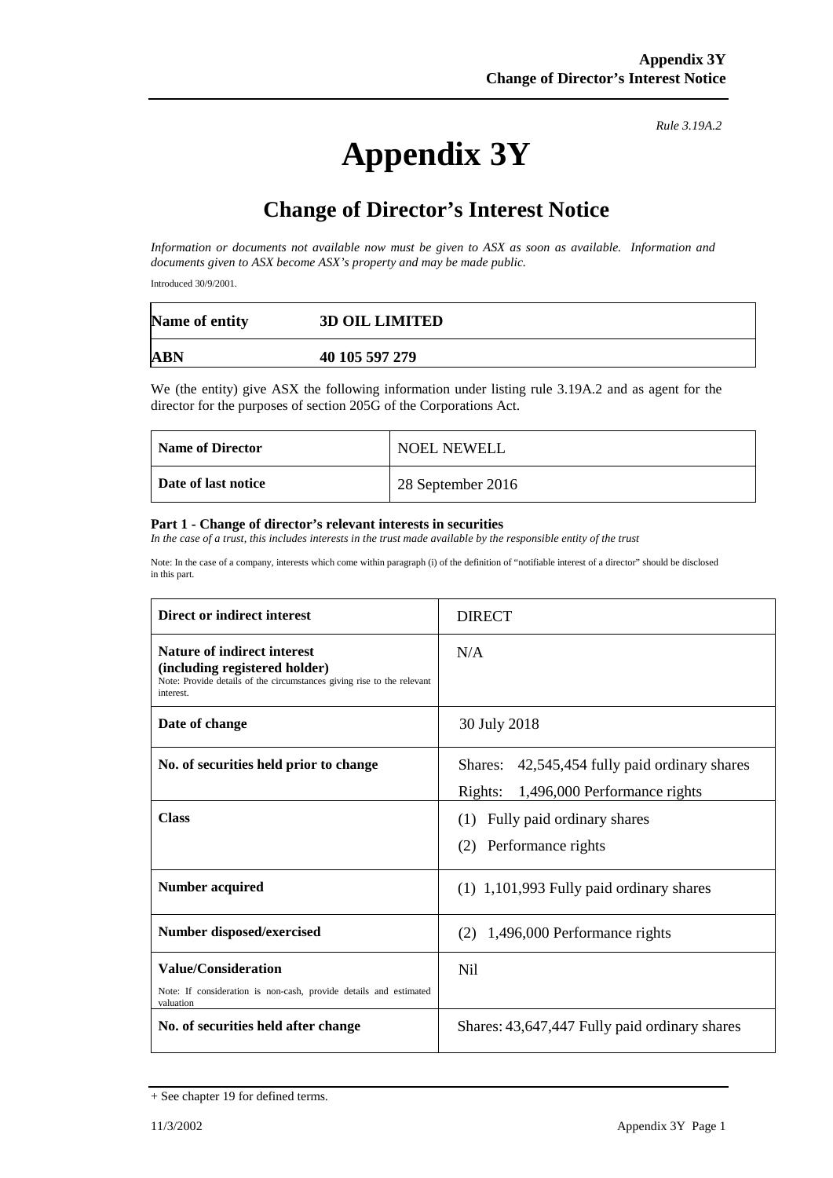*Rule 3.19A.2*

# Appendix 3Y

## Change of Director's Interest Notice

*Information or documents not available now must be given to ASX as soon as available. Information and documents given to ASX become ASX's property and may be made public.*

Introduced 30/9/2001.

| **Name of entity** | **3D OIL LIMITED** |
|---|---|
| **ABN** | **40 105 597 279** |

We (the entity) give ASX the following information under listing rule 3.19A.2 and as agent for the director for the purposes of section 205G of the Corporations Act.

| **Name of Director** | NOEL NEWELL |
|---|---|
| **Date of last notice** | 28 September 2016 |

**Part 1 - Change of director's relevant interests in securities**

*In the case of a trust, this includes interests in the trust made available by the responsible entity of the trust*

Note: In the case of a company, interests which come within paragraph (i) of the definition of "notifiable interest of a director" should be disclosed in this part.

| | |
|---|---|
| **Direct or indirect interest** | DIRECT |
| **Nature of indirect interest (including registered holder)**<br>Note: Provide details of the circumstances giving rise to the relevant interest. | N/A |
| **Date of change** | 30 July 2018 |
| **No. of securities held prior to change** | Shares: 42,545,454 fully paid ordinary shares<br>Rights: 1,496,000 Performance rights |
| **Class** | (1) Fully paid ordinary shares<br>(2) Performance rights |
| **Number acquired** | (1) 1,101,993 Fully paid ordinary shares |
| **Number disposed/exercised** | (2) 1,496,000 Performance rights |
| **Value/Consideration**<br>Note: If consideration is non-cash, provide details and estimated valuation | Nil |
| **No. of securities held after change** | Shares: 43,647,447 Fully paid ordinary shares |

+ See chapter 19 for defined terms.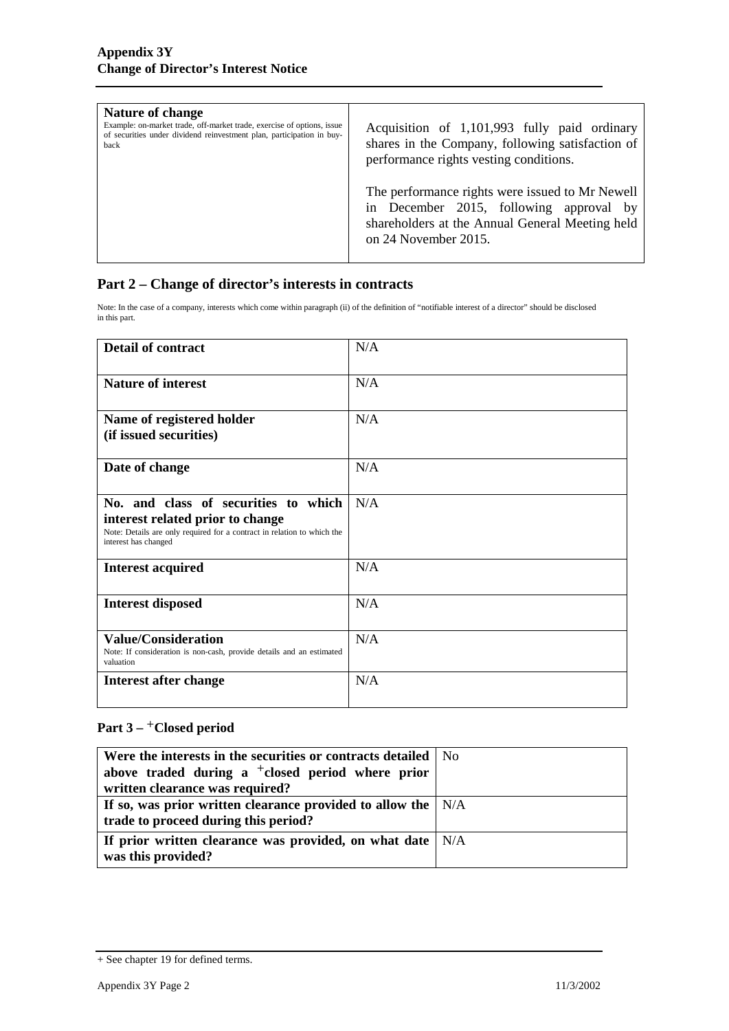| | |
|---|---|
| **Nature of change**<br>Example: on-market trade, off-market trade, exercise of options, issue of securities under dividend reinvestment plan, participation in buy-back | Acquisition of 1,101,993 fully paid ordinary shares in the Company, following satisfaction of performance rights vesting conditions.<br><br>The performance rights were issued to Mr Newell in December 2015, following approval by shareholders at the Annual General Meeting held on 24 November 2015. |

## Part 2 – Change of director's interests in contracts

Note: In the case of a company, interests which come within paragraph (ii) of the definition of "notifiable interest of a director" should be disclosed in this part.

| | |
|---|---|
| **Detail of contract** | N/A |
| **Nature of interest** | N/A |
| **Name of registered holder (if issued securities)** | N/A |
| **Date of change** | N/A |
| **No. and class of securities to which interest related prior to change**<br>Note: Details are only required for a contract in relation to which the interest has changed | N/A |
| **Interest acquired** | N/A |
| **Interest disposed** | N/A |
| **Value/Consideration**<br>Note: If consideration is non-cash, provide details and an estimated valuation | N/A |
| **Interest after change** | N/A |

## Part 3 – +Closed period

| | |
|---|---|
| **Were the interests in the securities or contracts detailed above traded during a +closed period where prior written clearance was required?** | No |
| **If so, was prior written clearance provided to allow the trade to proceed during this period?** | N/A |
| **If prior written clearance was provided, on what date was this provided?** | N/A |

+ See chapter 19 for defined terms.